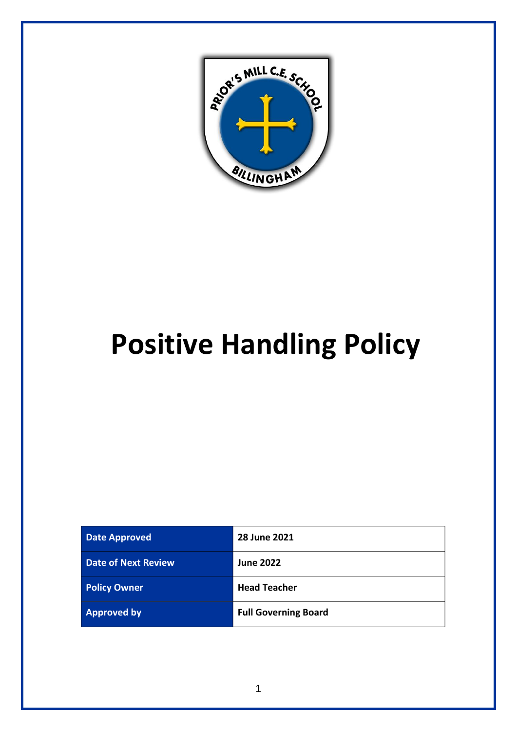# Positive Handling Policy

| Date Approved | 28 June 2021 |
| --- | --- |
| Date of Next Review | June 2022 |
| Policy Owner | Head Teacher |
| Approved by | Full Governing Board |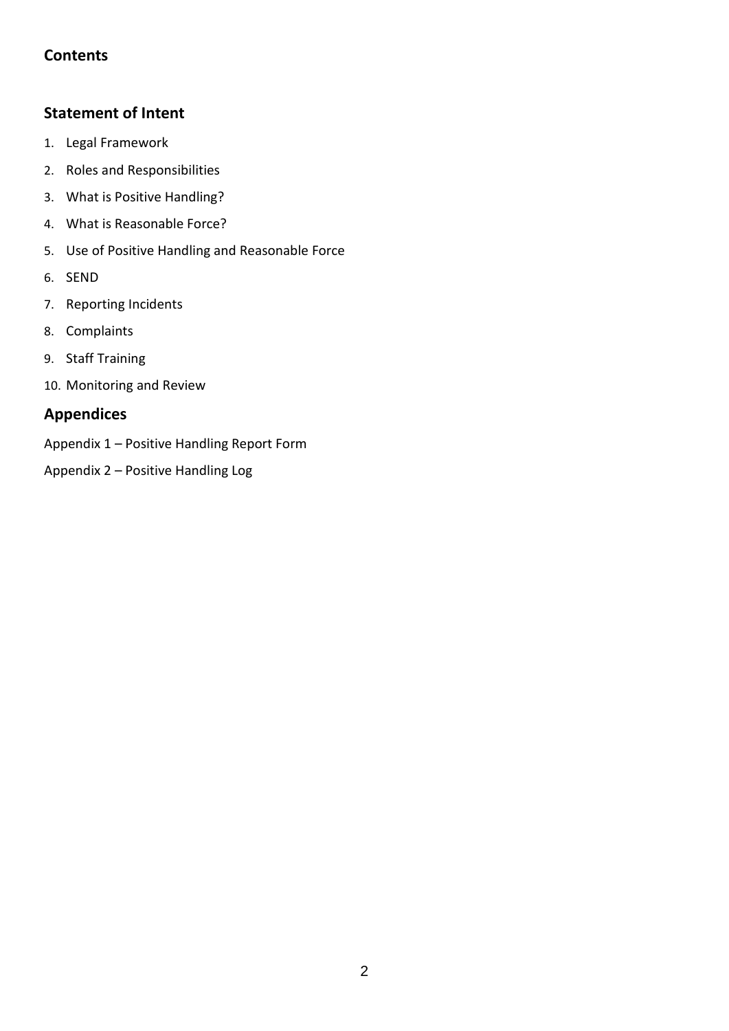## Contents

## Statement of Intent

1. Legal Framework
2. Roles and Responsibilities
3. What is Positive Handling?
4. What is Reasonable Force?
5. Use of Positive Handling and Reasonable Force
6. SEND
7. Reporting Incidents
8. Complaints
9. Staff Training
10. Monitoring and Review

## Appendices

Appendix 1 – Positive Handling Report Form

Appendix 2 – Positive Handling Log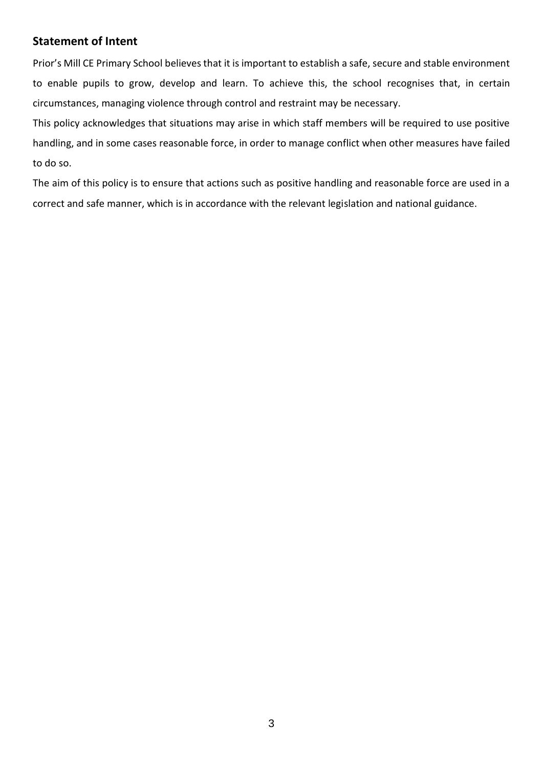## Statement of Intent

Prior's Mill CE Primary School believes that it is important to establish a safe, secure and stable environment to enable pupils to grow, develop and learn. To achieve this, the school recognises that, in certain circumstances, managing violence through control and restraint may be necessary.

This policy acknowledges that situations may arise in which staff members will be required to use positive handling, and in some cases reasonable force, in order to manage conflict when other measures have failed to do so.

The aim of this policy is to ensure that actions such as positive handling and reasonable force are used in a correct and safe manner, which is in accordance with the relevant legislation and national guidance.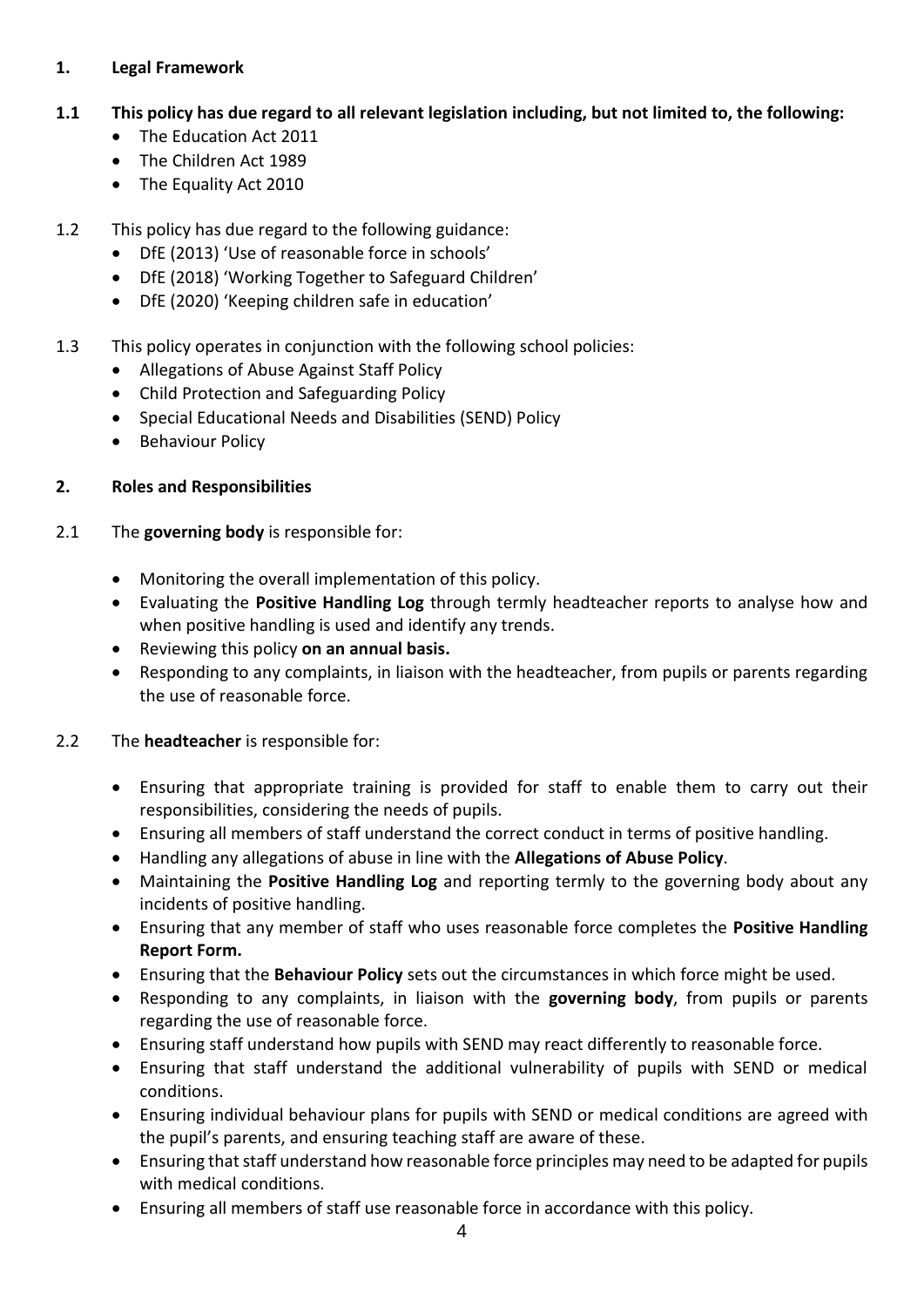## 1. Legal Framework

**1.1 This policy has due regard to all relevant legislation including, but not limited to, the following:**

- The Education Act 2011
- The Children Act 1989
- The Equality Act 2010

1.2 This policy has due regard to the following guidance:

- DfE (2013) 'Use of reasonable force in schools'
- DfE (2018) 'Working Together to Safeguard Children'
- DfE (2020) 'Keeping children safe in education'

1.3 This policy operates in conjunction with the following school policies:

- Allegations of Abuse Against Staff Policy
- Child Protection and Safeguarding Policy
- Special Educational Needs and Disabilities (SEND) Policy
- Behaviour Policy

## 2. Roles and Responsibilities

2.1 The **governing body** is responsible for:

- Monitoring the overall implementation of this policy.
- Evaluating the **Positive Handling Log** through termly headteacher reports to analyse how and when positive handling is used and identify any trends.
- Reviewing this policy **on an annual basis.**
- Responding to any complaints, in liaison with the headteacher, from pupils or parents regarding the use of reasonable force.

2.2 The **headteacher** is responsible for:

- Ensuring that appropriate training is provided for staff to enable them to carry out their responsibilities, considering the needs of pupils.
- Ensuring all members of staff understand the correct conduct in terms of positive handling.
- Handling any allegations of abuse in line with the **Allegations of Abuse Policy**.
- Maintaining the **Positive Handling Log** and reporting termly to the governing body about any incidents of positive handling.
- Ensuring that any member of staff who uses reasonable force completes the **Positive Handling Report Form.**
- Ensuring that the **Behaviour Policy** sets out the circumstances in which force might be used.
- Responding to any complaints, in liaison with the **governing body**, from pupils or parents regarding the use of reasonable force.
- Ensuring staff understand how pupils with SEND may react differently to reasonable force.
- Ensuring that staff understand the additional vulnerability of pupils with SEND or medical conditions.
- Ensuring individual behaviour plans for pupils with SEND or medical conditions are agreed with the pupil's parents, and ensuring teaching staff are aware of these.
- Ensuring that staff understand how reasonable force principles may need to be adapted for pupils with medical conditions.
- Ensuring all members of staff use reasonable force in accordance with this policy.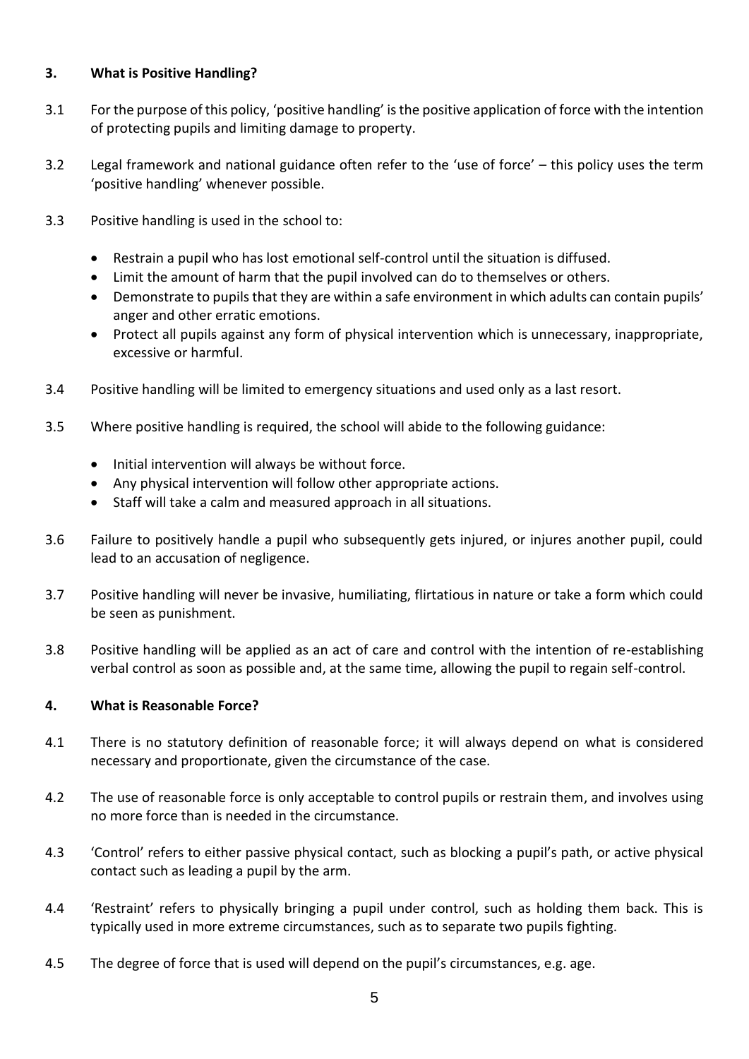## 3. What is Positive Handling?

3.1 For the purpose of this policy, 'positive handling' is the positive application of force with the intention of protecting pupils and limiting damage to property.

3.2 Legal framework and national guidance often refer to the 'use of force' – this policy uses the term 'positive handling' whenever possible.

3.3 Positive handling is used in the school to:

- Restrain a pupil who has lost emotional self-control until the situation is diffused.
- Limit the amount of harm that the pupil involved can do to themselves or others.
- Demonstrate to pupils that they are within a safe environment in which adults can contain pupils' anger and other erratic emotions.
- Protect all pupils against any form of physical intervention which is unnecessary, inappropriate, excessive or harmful.

3.4 Positive handling will be limited to emergency situations and used only as a last resort.

3.5 Where positive handling is required, the school will abide to the following guidance:

- Initial intervention will always be without force.
- Any physical intervention will follow other appropriate actions.
- Staff will take a calm and measured approach in all situations.

3.6 Failure to positively handle a pupil who subsequently gets injured, or injures another pupil, could lead to an accusation of negligence.

3.7 Positive handling will never be invasive, humiliating, flirtatious in nature or take a form which could be seen as punishment.

3.8 Positive handling will be applied as an act of care and control with the intention of re-establishing verbal control as soon as possible and, at the same time, allowing the pupil to regain self-control.

## 4. What is Reasonable Force?

4.1 There is no statutory definition of reasonable force; it will always depend on what is considered necessary and proportionate, given the circumstance of the case.

4.2 The use of reasonable force is only acceptable to control pupils or restrain them, and involves using no more force than is needed in the circumstance.

4.3 'Control' refers to either passive physical contact, such as blocking a pupil's path, or active physical contact such as leading a pupil by the arm.

4.4 'Restraint' refers to physically bringing a pupil under control, such as holding them back. This is typically used in more extreme circumstances, such as to separate two pupils fighting.

4.5 The degree of force that is used will depend on the pupil's circumstances, e.g. age.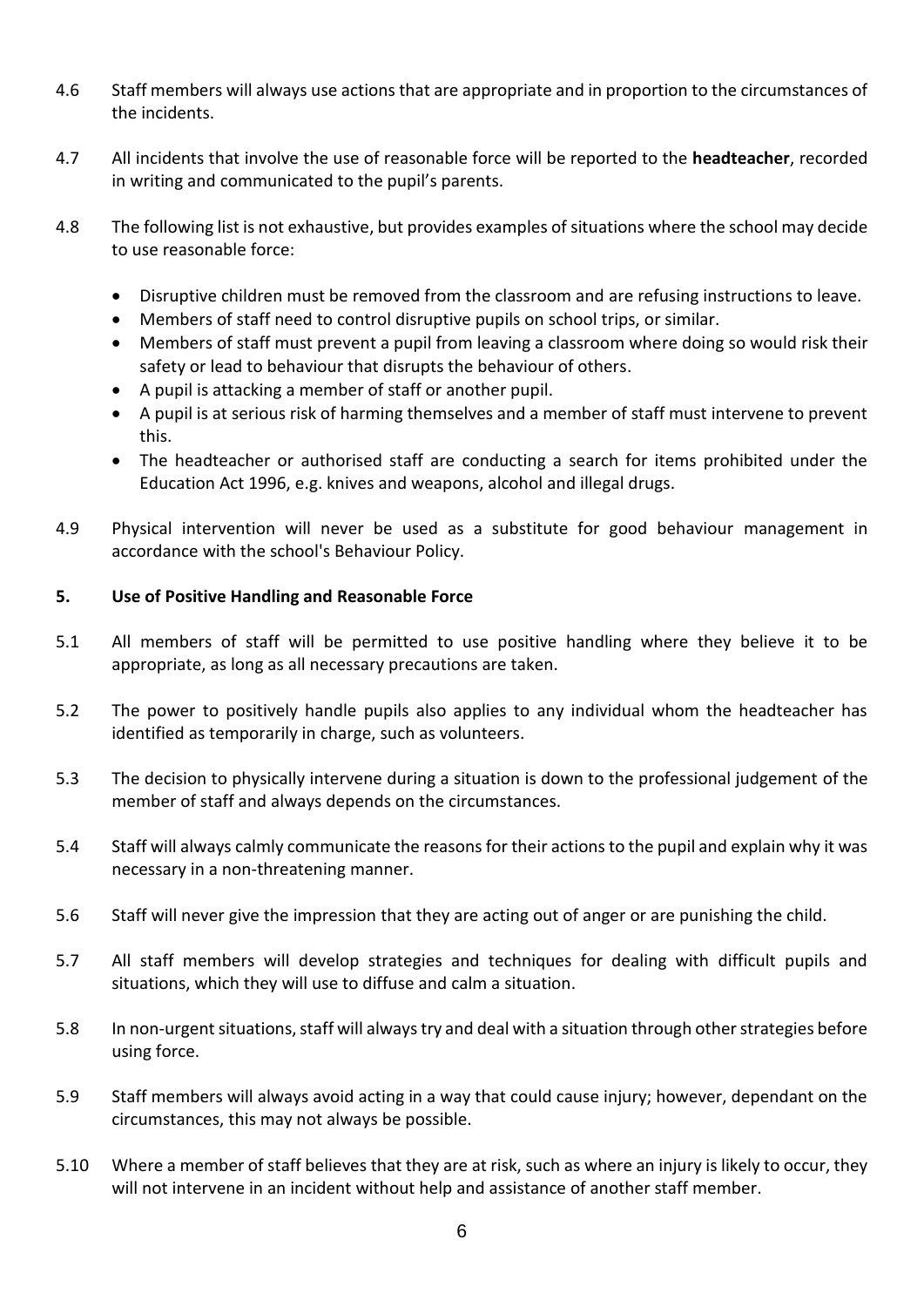4.6 Staff members will always use actions that are appropriate and in proportion to the circumstances of the incidents.

4.7 All incidents that involve the use of reasonable force will be reported to the **headteacher**, recorded in writing and communicated to the pupil's parents.

4.8 The following list is not exhaustive, but provides examples of situations where the school may decide to use reasonable force:

- Disruptive children must be removed from the classroom and are refusing instructions to leave.
- Members of staff need to control disruptive pupils on school trips, or similar.
- Members of staff must prevent a pupil from leaving a classroom where doing so would risk their safety or lead to behaviour that disrupts the behaviour of others.
- A pupil is attacking a member of staff or another pupil.
- A pupil is at serious risk of harming themselves and a member of staff must intervene to prevent this.
- The headteacher or authorised staff are conducting a search for items prohibited under the Education Act 1996, e.g. knives and weapons, alcohol and illegal drugs.

4.9 Physical intervention will never be used as a substitute for good behaviour management in accordance with the school's Behaviour Policy.

## 5. Use of Positive Handling and Reasonable Force

5.1 All members of staff will be permitted to use positive handling where they believe it to be appropriate, as long as all necessary precautions are taken.

5.2 The power to positively handle pupils also applies to any individual whom the headteacher has identified as temporarily in charge, such as volunteers.

5.3 The decision to physically intervene during a situation is down to the professional judgement of the member of staff and always depends on the circumstances.

5.4 Staff will always calmly communicate the reasons for their actions to the pupil and explain why it was necessary in a non-threatening manner.

5.6 Staff will never give the impression that they are acting out of anger or are punishing the child.

5.7 All staff members will develop strategies and techniques for dealing with difficult pupils and situations, which they will use to diffuse and calm a situation.

5.8 In non-urgent situations, staff will always try and deal with a situation through other strategies before using force.

5.9 Staff members will always avoid acting in a way that could cause injury; however, dependant on the circumstances, this may not always be possible.

5.10 Where a member of staff believes that they are at risk, such as where an injury is likely to occur, they will not intervene in an incident without help and assistance of another staff member.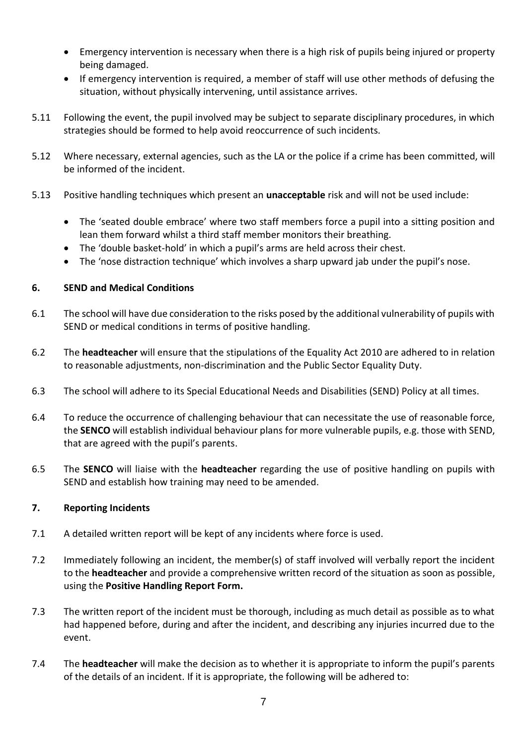- Emergency intervention is necessary when there is a high risk of pupils being injured or property being damaged.
- If emergency intervention is required, a member of staff will use other methods of defusing the situation, without physically intervening, until assistance arrives.

5.11 Following the event, the pupil involved may be subject to separate disciplinary procedures, in which strategies should be formed to help avoid reoccurrence of such incidents.

5.12 Where necessary, external agencies, such as the LA or the police if a crime has been committed, will be informed of the incident.

5.13 Positive handling techniques which present an **unacceptable** risk and will not be used include:

- The 'seated double embrace' where two staff members force a pupil into a sitting position and lean them forward whilst a third staff member monitors their breathing.
- The 'double basket-hold' in which a pupil's arms are held across their chest.
- The 'nose distraction technique' which involves a sharp upward jab under the pupil's nose.

## 6. SEND and Medical Conditions

6.1 The school will have due consideration to the risks posed by the additional vulnerability of pupils with SEND or medical conditions in terms of positive handling.

6.2 The **headteacher** will ensure that the stipulations of the Equality Act 2010 are adhered to in relation to reasonable adjustments, non-discrimination and the Public Sector Equality Duty.

6.3 The school will adhere to its Special Educational Needs and Disabilities (SEND) Policy at all times.

6.4 To reduce the occurrence of challenging behaviour that can necessitate the use of reasonable force, the **SENCO** will establish individual behaviour plans for more vulnerable pupils, e.g. those with SEND, that are agreed with the pupil's parents.

6.5 The **SENCO** will liaise with the **headteacher** regarding the use of positive handling on pupils with SEND and establish how training may need to be amended.

## 7. Reporting Incidents

7.1 A detailed written report will be kept of any incidents where force is used.

7.2 Immediately following an incident, the member(s) of staff involved will verbally report the incident to the **headteacher** and provide a comprehensive written record of the situation as soon as possible, using the **Positive Handling Report Form.**

7.3 The written report of the incident must be thorough, including as much detail as possible as to what had happened before, during and after the incident, and describing any injuries incurred due to the event.

7.4 The **headteacher** will make the decision as to whether it is appropriate to inform the pupil's parents of the details of an incident. If it is appropriate, the following will be adhered to: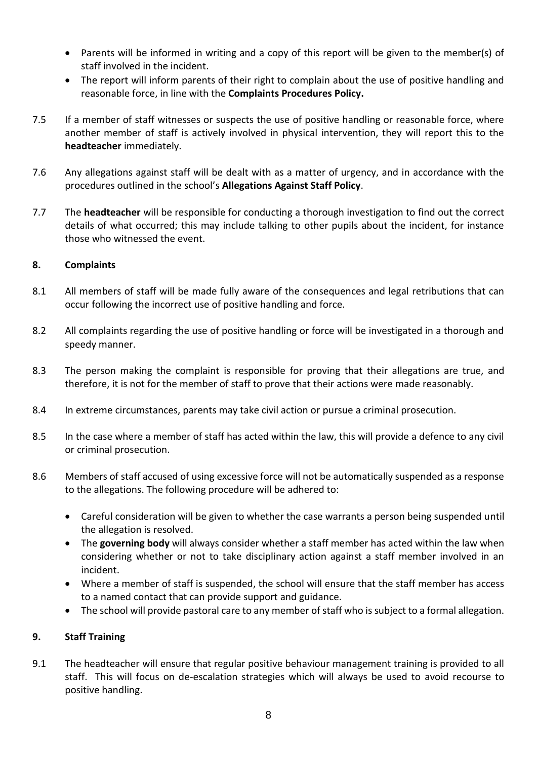- Parents will be informed in writing and a copy of this report will be given to the member(s) of staff involved in the incident.
- The report will inform parents of their right to complain about the use of positive handling and reasonable force, in line with the **Complaints Procedures Policy.**

7.5 If a member of staff witnesses or suspects the use of positive handling or reasonable force, where another member of staff is actively involved in physical intervention, they will report this to the **headteacher** immediately.

7.6 Any allegations against staff will be dealt with as a matter of urgency, and in accordance with the procedures outlined in the school's **Allegations Against Staff Policy**.

7.7 The **headteacher** will be responsible for conducting a thorough investigation to find out the correct details of what occurred; this may include talking to other pupils about the incident, for instance those who witnessed the event.

## 8. Complaints

8.1 All members of staff will be made fully aware of the consequences and legal retributions that can occur following the incorrect use of positive handling and force.

8.2 All complaints regarding the use of positive handling or force will be investigated in a thorough and speedy manner.

8.3 The person making the complaint is responsible for proving that their allegations are true, and therefore, it is not for the member of staff to prove that their actions were made reasonably.

8.4 In extreme circumstances, parents may take civil action or pursue a criminal prosecution.

8.5 In the case where a member of staff has acted within the law, this will provide a defence to any civil or criminal prosecution.

8.6 Members of staff accused of using excessive force will not be automatically suspended as a response to the allegations. The following procedure will be adhered to:

- Careful consideration will be given to whether the case warrants a person being suspended until the allegation is resolved.
- The **governing body** will always consider whether a staff member has acted within the law when considering whether or not to take disciplinary action against a staff member involved in an incident.
- Where a member of staff is suspended, the school will ensure that the staff member has access to a named contact that can provide support and guidance.
- The school will provide pastoral care to any member of staff who is subject to a formal allegation.

## 9. Staff Training

9.1 The headteacher will ensure that regular positive behaviour management training is provided to all staff. This will focus on de-escalation strategies which will always be used to avoid recourse to positive handling.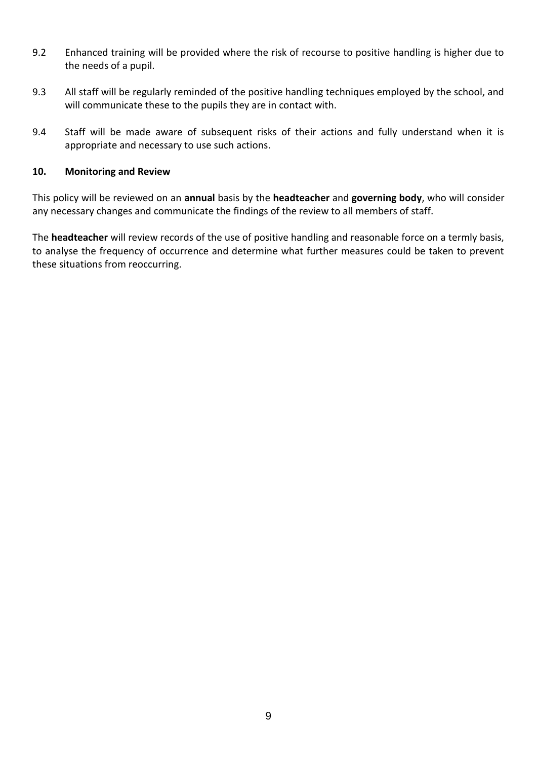9.2 Enhanced training will be provided where the risk of recourse to positive handling is higher due to the needs of a pupil.

9.3 All staff will be regularly reminded of the positive handling techniques employed by the school, and will communicate these to the pupils they are in contact with.

9.4 Staff will be made aware of subsequent risks of their actions and fully understand when it is appropriate and necessary to use such actions.

## 10. Monitoring and Review

This policy will be reviewed on an **annual** basis by the **headteacher** and **governing body**, who will consider any necessary changes and communicate the findings of the review to all members of staff.

The **headteacher** will review records of the use of positive handling and reasonable force on a termly basis, to analyse the frequency of occurrence and determine what further measures could be taken to prevent these situations from reoccurring.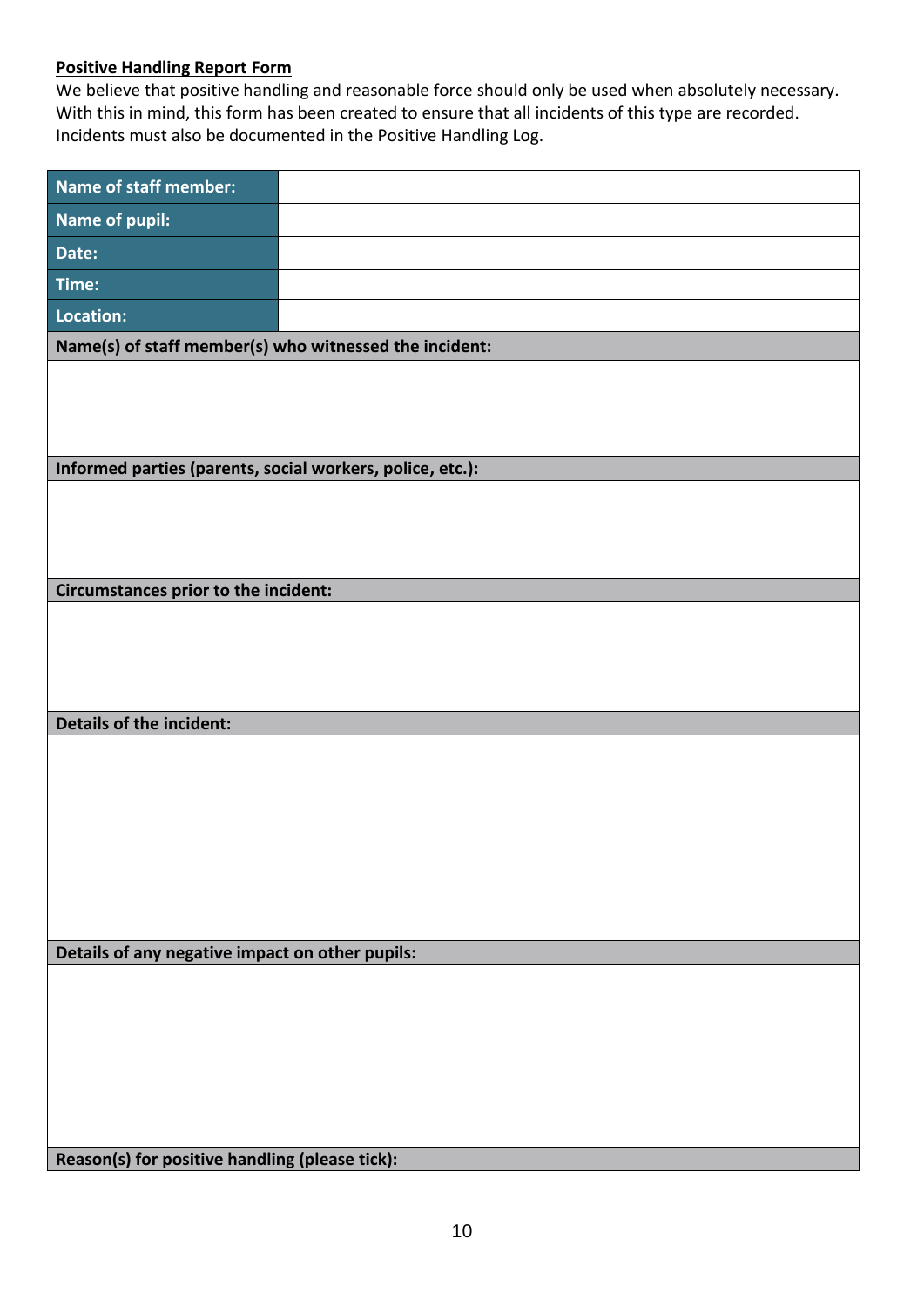**Positive Handling Report Form**

We believe that positive handling and reasonable force should only be used when absolutely necessary. With this in mind, this form has been created to ensure that all incidents of this type are recorded. Incidents must also be documented in the Positive Handling Log.

| **Name of staff member:** | |
|---|---|
| **Name of pupil:** | |
| **Date:** | |
| **Time:** | |
| **Location:** | |
| **Name(s) of staff member(s) who witnessed the incident:** | |
| | |
| **Informed parties (parents, social workers, police, etc.):** | |
| | |
| **Circumstances prior to the incident:** | |
| | |
| **Details of the incident:** | |
| | |
| **Details of any negative impact on other pupils:** | |
| | |
| **Reason(s) for positive handling (please tick):** | |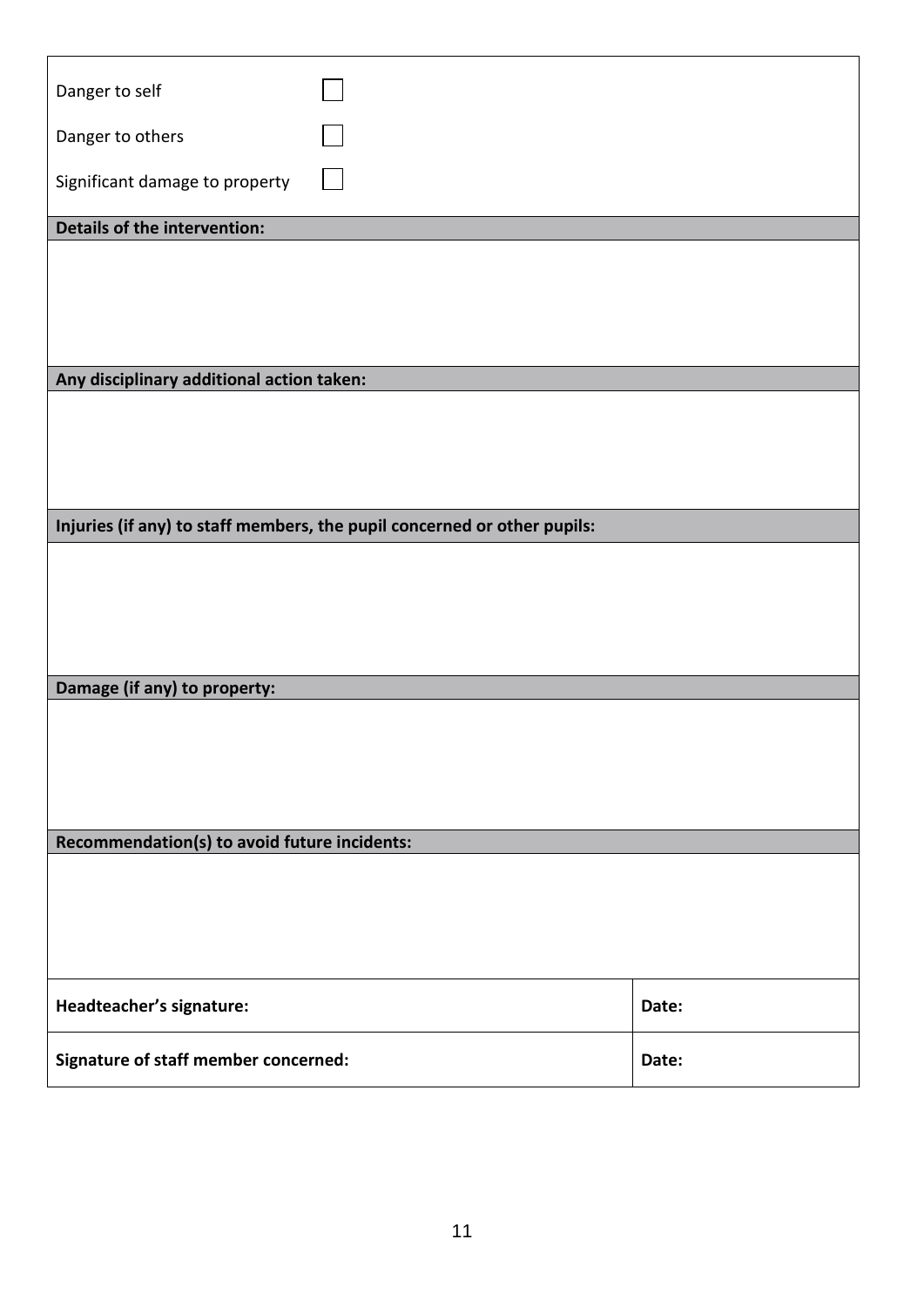| | |
|---|---|
| Danger to self ☐ | |
| Danger to others ☐ | |
| Significant damage to property ☐ | |
| **Details of the intervention:** | |
| | |
| **Any disciplinary additional action taken:** | |
| | |
| **Injuries (if any) to staff members, the pupil concerned or other pupils:** | |
| | |
| **Damage (if any) to property:** | |
| | |
| **Recommendation(s) to avoid future incidents:** | |
| | |
| **Headteacher's signature:** | **Date:** |
| **Signature of staff member concerned:** | **Date:** |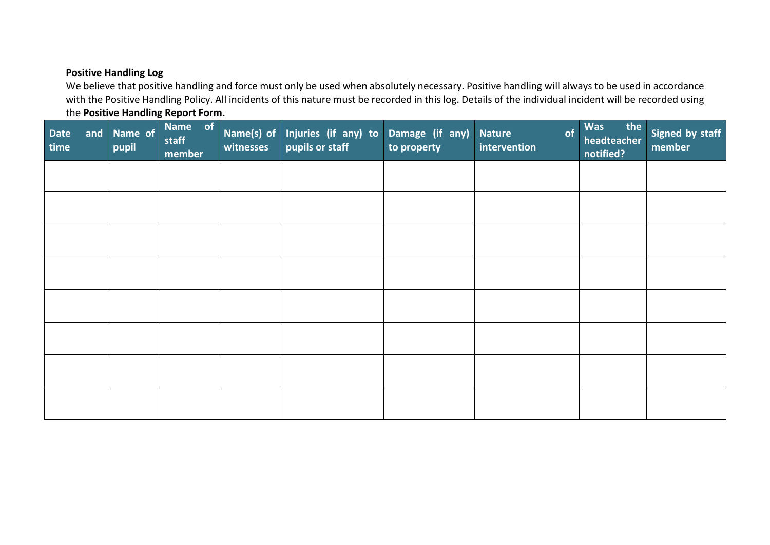**Positive Handling Log**

We believe that positive handling and force must only be used when absolutely necessary. Positive handling will always to be used in accordance with the Positive Handling Policy. All incidents of this nature must be recorded in this log. Details of the individual incident will be recorded using the **Positive Handling Report Form.**

| Date and time | Name of pupil | Name of staff member | Name(s) of witnesses | Injuries (if any) to pupils or staff | Damage (if any) to property | Nature of intervention | Was the headteacher notified? | Signed by staff member |
|---|---|---|---|---|---|---|---|---|
| | | | | | | | | |
| | | | | | | | | |
| | | | | | | | | |
| | | | | | | | | |
| | | | | | | | | |
| | | | | | | | | |
| | | | | | | | | |
| | | | | | | | | |